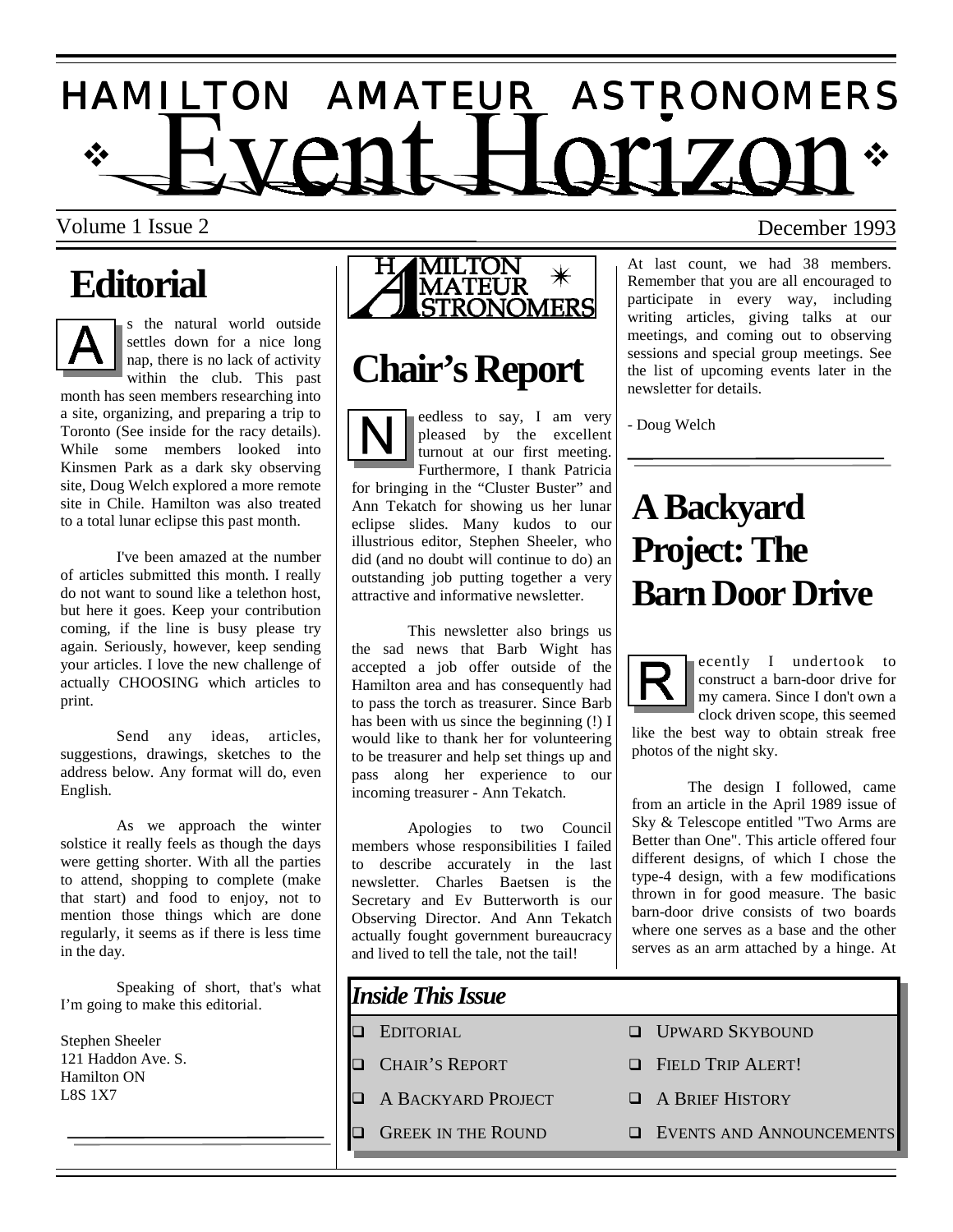# HAMILTON AMATEUR ASTRONOMERS

# Event Horizon

Volume 1 Issue 2 December 1993

## Editorial

As the natural world outside settles down for a nice long nap, there is no lack of activity within the club. This past month has seen members researching into a site, organizing, and preparing a trip to Toronto (See inside for the racy details). While some members looked into Kinsmen Park as a dark sky observing site, Doug Welch explored a more remote site in Chile. Hamilton was also treated to a total lunar eclipse this past month.

I've been amazed at the number of articles submitted this month. I really do not want to sound like a telethon host, but here it goes. Keep your contribution coming, if the line is busy please try again. Seriously, however, keep sending your articles. I love the new challenge of actually CHOOSING which articles to print.

Send any ideas, articles, suggestions, drawings, sketches to the address below. Any format will do, even English.

As we approach the winter solstice it really feels as though the days were getting shorter. With all the parties to attend, shopping to complete (make that start) and food to enjoy, not to mention those things which are done regularly, it seems as if there is less time in the day.

Speaking of short, that's what I'm going to make this editorial.

Stephen Sheeler
121 Haddon Ave. S.
Hamilton ON
L8S 1X7

## Chair's Report

Needless to say, I am very pleased by the excellent turnout at our first meeting. Furthermore, I thank Patricia for bringing in the "Cluster Buster" and Ann Tekatch for showing us her lunar eclipse slides. Many kudos to our illustrious editor, Stephen Sheeler, who did (and no doubt will continue to do) an outstanding job putting together a very attractive and informative newsletter.

This newsletter also brings us the sad news that Barb Wight has accepted a job offer outside of the Hamilton area and has consequently had to pass the torch as treasurer. Since Barb has been with us since the beginning (!) I would like to thank her for volunteering to be treasurer and help set things up and pass along her experience to our incoming treasurer - Ann Tekatch.

Apologies to two Council members whose responsibilities I failed to describe accurately in the last newsletter. Charles Baetsen is the Secretary and Ev Butterworth is our Observing Director. And Ann Tekatch actually fought government bureaucracy and lived to tell the tale, not the tail!

At last count, we had 38 members. Remember that you are all encouraged to participate in every way, including writing articles, giving talks at our meetings, and coming out to observing sessions and special group meetings. See the list of upcoming events later in the newsletter for details.

- Doug Welch

## A Backyard Project: The Barn Door Drive

Recently I undertook to construct a barn-door drive for my camera. Since I don't own a clock driven scope, this seemed like the best way to obtain streak free photos of the night sky.

The design I followed, came from an article in the April 1989 issue of Sky & Telescope entitled "Two Arms are Better than One". This article offered four different designs, of which I chose the type-4 design, with a few modifications thrown in for good measure. The basic barn-door drive consists of two boards where one serves as a base and the other serves as an arm attached by a hinge. At

### *Inside This Issue*

- Editorial
- Chair's Report
- A Backyard Project
- Greek in the Round
- Upward Skybound
- Field Trip Alert!
- A Brief History
- Events and Announcements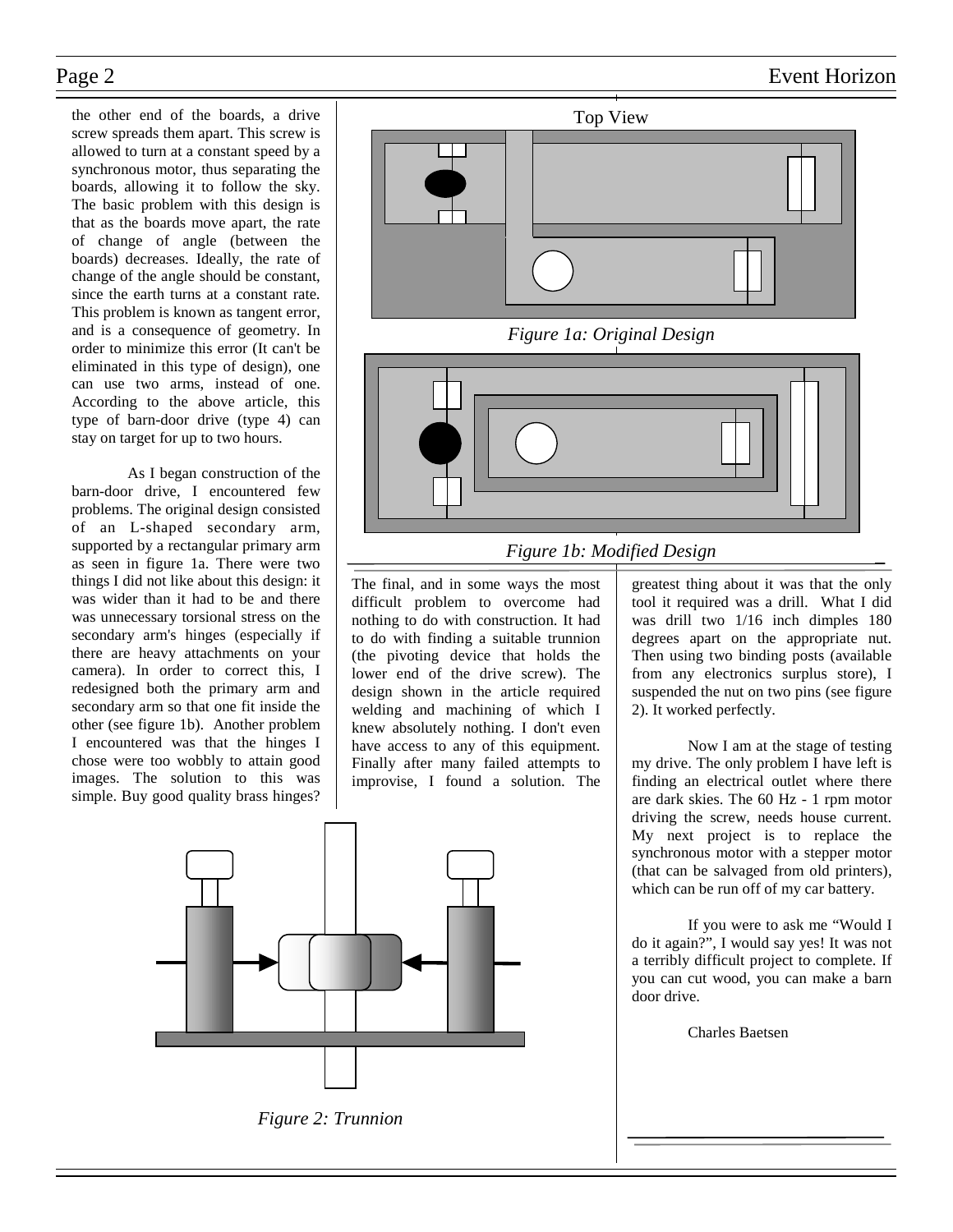the other end of the boards, a drive screw spreads them apart. This screw is allowed to turn at a constant speed by a synchronous motor, thus separating the boards, allowing it to follow the sky. The basic problem with this design is that as the boards move apart, the rate of change of angle (between the boards) decreases. Ideally, the rate of change of the angle should be constant, since the earth turns at a constant rate. This problem is known as tangent error, and is a consequence of geometry. In order to minimize this error (It can't be eliminated in this type of design), one can use two arms, instead of one. According to the above article, this type of barn-door drive (type 4) can stay on target for up to two hours.

As I began construction of the barn-door drive, I encountered few problems. The original design consisted of an L-shaped secondary arm, supported by a rectangular primary arm as seen in figure 1a. There were two things I did not like about this design: it was wider than it had to be and there was unnecessary torsional stress on the secondary arm's hinges (especially if there are heavy attachments on your camera). In order to correct this, I redesigned both the primary arm and secondary arm so that one fit inside the other (see figure 1b). Another problem I encountered was that the hinges I chose were too wobbly to attain good images. The solution to this was simple. Buy good quality brass hinges?

Top View

*Figure 1a: Original Design*

*Figure 1b: Modified Design*

The final, and in some ways the most difficult problem to overcome had nothing to do with construction. It had to do with finding a suitable trunnion (the pivoting device that holds the lower end of the drive screw). The design shown in the article required welding and machining of which I knew absolutely nothing. I don't even have access to any of this equipment. Finally after many failed attempts to improvise, I found a solution. The greatest thing about it was that the only tool it required was a drill. What I did was drill two 1/16 inch dimples 180 degrees apart on the appropriate nut. Then using two binding posts (available from any electronics surplus store), I suspended the nut on two pins (see figure 2). It worked perfectly.

*Figure 2: Trunnion*

Now I am at the stage of testing my drive. The only problem I have left is finding an electrical outlet where there are dark skies. The 60 Hz - 1 rpm motor driving the screw, needs house current. My next project is to replace the synchronous motor with a stepper motor (that can be salvaged from old printers), which can be run off of my car battery.

If you were to ask me "Would I do it again?", I would say yes! It was not a terribly difficult project to complete. If you can cut wood, you can make a barn door drive.

Charles Baetsen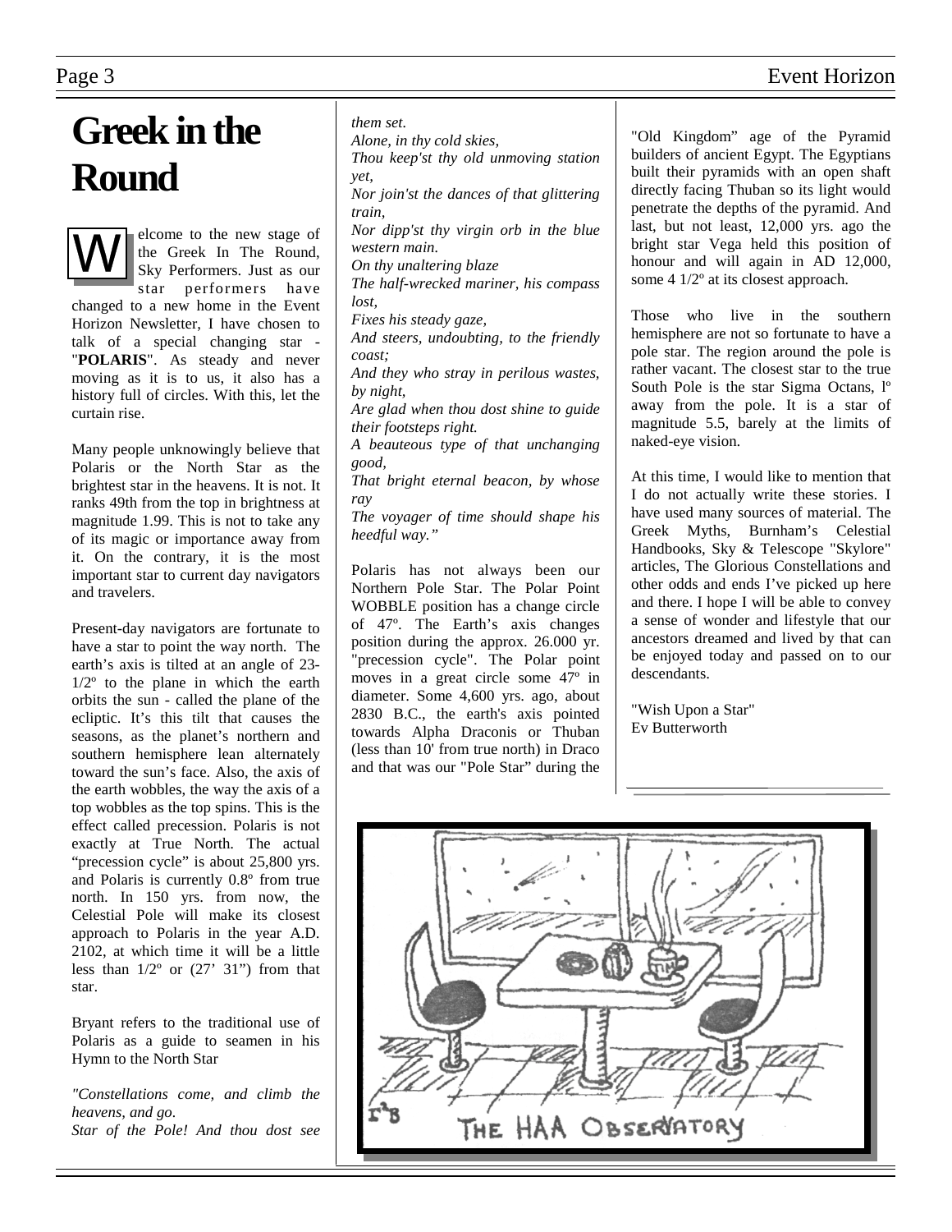# Greek in the Round

Welcome to the new stage of the Greek In The Round, Sky Performers. Just as our star performers have changed to a new home in the Event Horizon Newsletter, I have chosen to talk of a special changing star - "**POLARIS**". As steady and never moving as it is to us, it also has a history full of circles. With this, let the curtain rise.

Many people unknowingly believe that Polaris or the North Star as the brightest star in the heavens. It is not. It ranks 49th from the top in brightness at magnitude 1.99. This is not to take any of its magic or importance away from it. On the contrary, it is the most important star to current day navigators and travelers.

Present-day navigators are fortunate to have a star to point the way north. The earth's axis is tilted at an angle of 23-1/2º to the plane in which the earth orbits the sun - called the plane of the ecliptic. It's this tilt that causes the seasons, as the planet's northern and southern hemisphere lean alternately toward the sun's face. Also, the axis of the earth wobbles, the way the axis of a top wobbles as the top spins. This is the effect called precession. Polaris is not exactly at True North. The actual "precession cycle" is about 25,800 yrs. and Polaris is currently 0.8º from true north. In 150 yrs. from now, the Celestial Pole will make its closest approach to Polaris in the year A.D. 2102, at which time it will be a little less than 1/2º or (27' 31") from that star.

Bryant refers to the traditional use of Polaris as a guide to seamen in his Hymn to the North Star

*"Constellations come, and climb the heavens, and go.*
*Star of the Pole! And thou dost see them set.*
*Alone, in thy cold skies,*
*Thou keep'st thy old unmoving station yet,*
*Nor join'st the dances of that glittering train,*
*Nor dipp'st thy virgin orb in the blue western main.*
*On thy unaltering blaze*
*The half-wrecked mariner, his compass lost,*
*Fixes his steady gaze,*
*And steers, undoubting, to the friendly coast;*
*And they who stray in perilous wastes, by night,*
*Are glad when thou dost shine to guide their footsteps right.*
*A beauteous type of that unchanging good,*
*That bright eternal beacon, by whose ray*
*The voyager of time should shape his heedful way."*

Polaris has not always been our Northern Pole Star. The Polar Point WOBBLE position has a change circle of 47º. The Earth's axis changes position during the approx. 26.000 yr. "precession cycle". The Polar point moves in a great circle some 47º in diameter. Some 4,600 yrs. ago, about 2830 B.C., the earth's axis pointed towards Alpha Draconis or Thuban (less than 10' from true north) in Draco and that was our "Pole Star" during the "Old Kingdom" age of the Pyramid builders of ancient Egypt. The Egyptians built their pyramids with an open shaft directly facing Thuban so its light would penetrate the depths of the pyramid. And last, but not least, 12,000 yrs. ago the bright star Vega held this position of honour and will again in AD 12,000, some 4 1/2º at its closest approach.

Those who live in the southern hemisphere are not so fortunate to have a pole star. The region around the pole is rather vacant. The closest star to the true South Pole is the star Sigma Octans, lº away from the pole. It is a star of magnitude 5.5, barely at the limits of naked-eye vision.

At this time, I would like to mention that I do not actually write these stories. I have used many sources of material. The Greek Myths, Burnham's Celestial Handbooks, Sky & Telescope "Skylore" articles, The Glorious Constellations and other odds and ends I've picked up here and there. I hope I will be able to convey a sense of wonder and lifestyle that our ancestors dreamed and lived by that can be enjoyed today and passed on to our descendants.

"Wish Upon a Star"
Ev Butterworth

THE HAA OBSERVATORY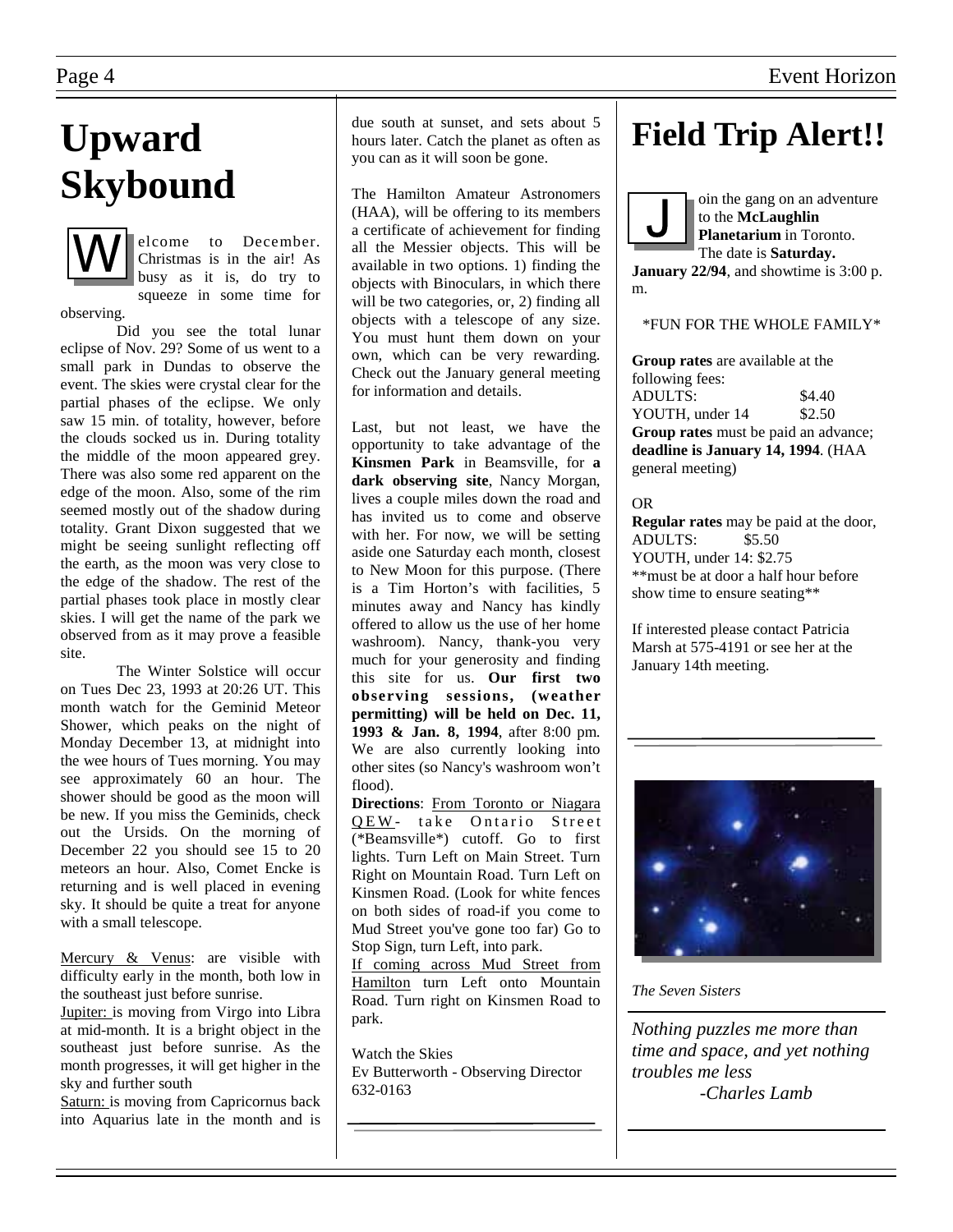# Upward Skybound

Welcome to December. Christmas is in the air! As busy as it is, do try to squeeze in some time for observing.

Did you see the total lunar eclipse of Nov. 29? Some of us went to a small park in Dundas to observe the event. The skies were crystal clear for the partial phases of the eclipse. We only saw 15 min. of totality, however, before the clouds socked us in. During totality the middle of the moon appeared grey. There was also some red apparent on the edge of the moon. Also, some of the rim seemed mostly out of the shadow during totality. Grant Dixon suggested that we might be seeing sunlight reflecting off the earth, as the moon was very close to the edge of the shadow. The rest of the partial phases took place in mostly clear skies. I will get the name of the park we observed from as it may prove a feasible site.

The Winter Solstice will occur on Tues Dec 23, 1993 at 20:26 UT. This month watch for the Geminid Meteor Shower, which peaks on the night of Monday December 13, at midnight into the wee hours of Tues morning. You may see approximately 60 an hour. The shower should be good as the moon will be new. If you miss the Geminids, check out the Ursids. On the morning of December 22 you should see 15 to 20 meteors an hour. Also, Comet Encke is returning and is well placed in evening sky. It should be quite a treat for anyone with a small telescope.

Mercury & Venus: are visible with difficulty early in the month, both low in the southeast just before sunrise.
Jupiter: is moving from Virgo into Libra at mid-month. It is a bright object in the southeast just before sunrise. As the month progresses, it will get higher in the sky and further south
Saturn: is moving from Capricornus back into Aquarius late in the month and is due south at sunset, and sets about 5 hours later. Catch the planet as often as you can as it will soon be gone.

The Hamilton Amateur Astronomers (HAA), will be offering to its members a certificate of achievement for finding all the Messier objects. This will be available in two options. 1) finding the objects with Binoculars, in which there will be two categories, or, 2) finding all objects with a telescope of any size. You must hunt them down on your own, which can be very rewarding. Check out the January general meeting for information and details.

Last, but not least, we have the opportunity to take advantage of the **Kinsmen Park** in Beamsville, for **a dark observing site**, Nancy Morgan, lives a couple miles down the road and has invited us to come and observe with her. For now, we will be setting aside one Saturday each month, closest to New Moon for this purpose. (There is a Tim Horton's with facilities, 5 minutes away and Nancy has kindly offered to allow us the use of her home washroom). Nancy, thank-you very much for your generosity and finding this site for us. **Our first two observing sessions, (weather permitting) will be held on Dec. 11, 1993 & Jan. 8, 1994**, after 8:00 pm. We are also currently looking into other sites (so Nancy's washroom won't flood).

**Directions**: From Toronto or Niagara QEW- take Ontario Street (*Beamsville*) cutoff. Go to first lights. Turn Left on Main Street. Turn Right on Mountain Road. Turn Left on Kinsmen Road. (Look for white fences on both sides of road-if you come to Mud Street you've gone too far) Go to Stop Sign, turn Left, into park.
If coming across Mud Street from Hamilton turn Left onto Mountain Road. Turn right on Kinsmen Road to park.

Watch the Skies
Ev Butterworth - Observing Director
632-0163

# Field Trip Alert!!

Join the gang on an adventure to the **McLaughlin Planetarium** in Toronto. The date is **Saturday. January 22/94**, and showtime is 3:00 p. m.

*FUN FOR THE WHOLE FAMILY*

**Group rates** are available at the following fees:
ADULTS: $4.40
YOUTH, under 14 $2.50
**Group rates** must be paid an advance; **deadline is January 14, 1994**. (HAA general meeting)

OR

**Regular rates** may be paid at the door,
ADULTS: $5.50
YOUTH, under 14: $2.75
**must be at door a half hour before show time to ensure seating**

If interested please contact Patricia Marsh at 575-4191 or see her at the January 14th meeting.

*The Seven Sisters*

*Nothing puzzles me more than time and space, and yet nothing troubles me less*
*-Charles Lamb*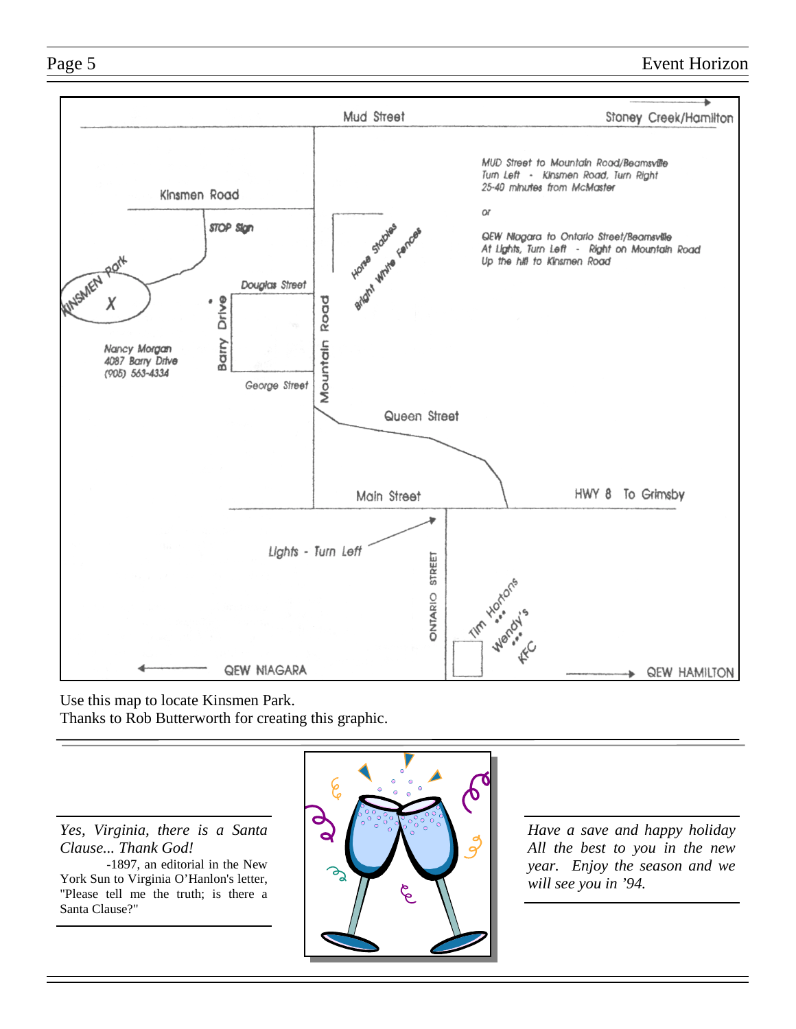Mud Street

Stoney Creek/Hamilton

MUD Street to Mountain Road/Beamsville
Turn Left - Kinsmen Road, Turn Right
25-40 minutes from McMaster

or

QEW Niagara to Ontario Street/Beamsville
At Lights, Turn Left - Right on Mountain Road
Up the hill to Kinsmen Road

Kinsmen Road

STOP Sign

KINSMEN Park

X

Douglas Street

Barry Drive

Mountain Road

Horse Stables

Bright White Fences

Nancy Morgan
4087 Barry Drive
(905) 563-4334

George Street

Queen Street

Main Street

HWY 8 To Grimsby

Lights - Turn Left

ONTARIO STREET

Tim Hortons

Wendy's

KFC

QEW NIAGARA

QEW HAMILTON

Use this map to locate Kinsmen Park.
Thanks to Rob Butterworth for creating this graphic.

---

*Yes, Virginia, there is a Santa Clause... Thank God!*

-1897, an editorial in the New York Sun to Virginia O'Hanlon's letter, "Please tell me the truth; is there a Santa Clause?"

*Have a save and happy holiday All the best to you in the new year. Enjoy the season and we will see you in '94.*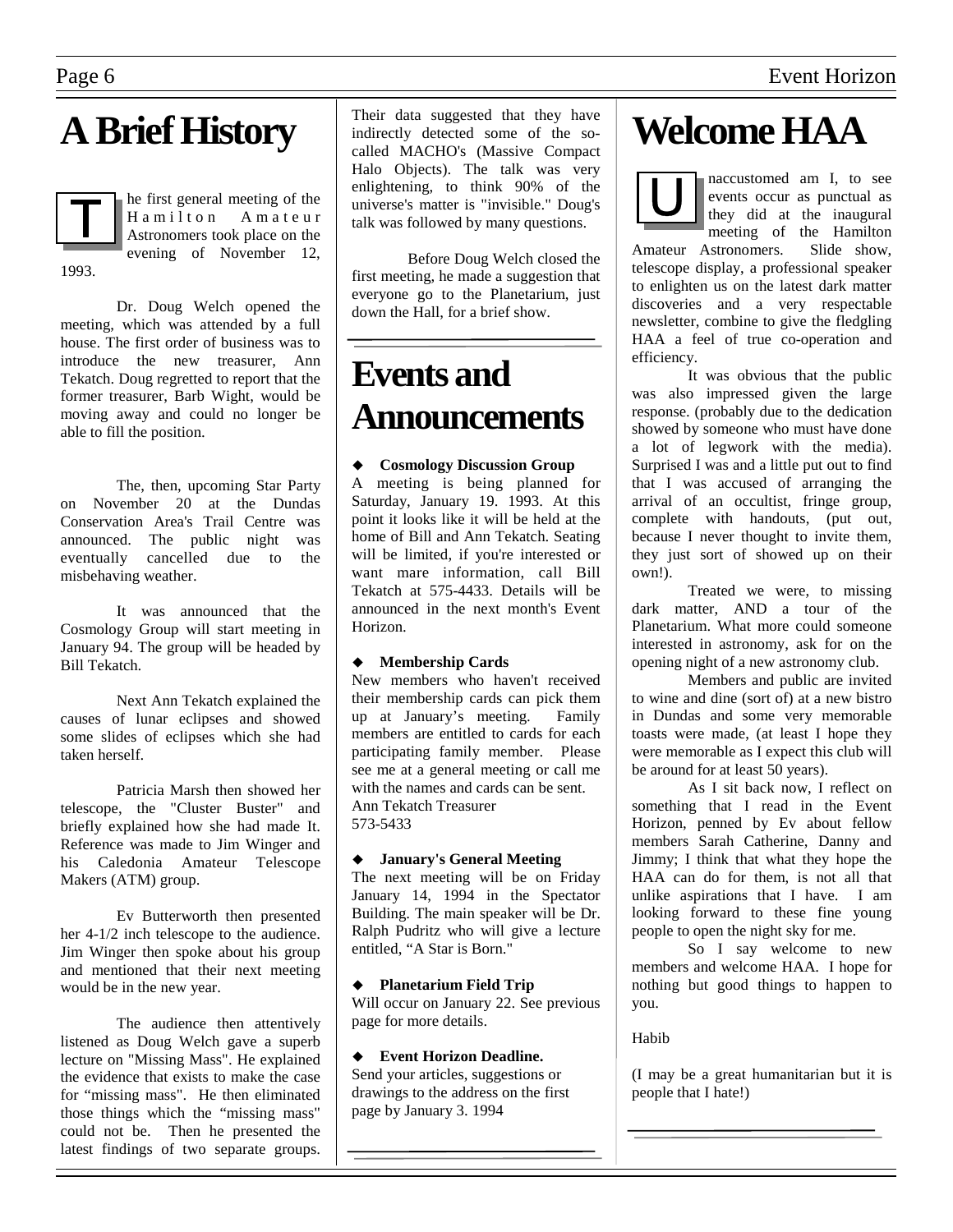# A Brief History

The first general meeting of the Hamilton Amateur Astronomers took place on the evening of November 12, 1993.

Dr. Doug Welch opened the meeting, which was attended by a full house. The first order of business was to introduce the new treasurer, Ann Tekatch. Doug regretted to report that the former treasurer, Barb Wight, would be moving away and could no longer be able to fill the position.

The, then, upcoming Star Party on November 20 at the Dundas Conservation Area's Trail Centre was announced. The public night was eventually cancelled due to the misbehaving weather.

It was announced that the Cosmology Group will start meeting in January 94. The group will be headed by Bill Tekatch.

Next Ann Tekatch explained the causes of lunar eclipses and showed some slides of eclipses which she had taken herself.

Patricia Marsh then showed her telescope, the "Cluster Buster" and briefly explained how she had made It. Reference was made to Jim Winger and his Caledonia Amateur Telescope Makers (ATM) group.

Ev Butterworth then presented her 4-1/2 inch telescope to the audience. Jim Winger then spoke about his group and mentioned that their next meeting would be in the new year.

The audience then attentively listened as Doug Welch gave a superb lecture on "Missing Mass". He explained the evidence that exists to make the case for "missing mass". He then eliminated those things which the "missing mass" could not be. Then he presented the latest findings of two separate groups. Their data suggested that they have indirectly detected some of the so-called MACHO's (Massive Compact Halo Objects). The talk was very enlightening, to think 90% of the universe's matter is "invisible." Doug's talk was followed by many questions.

Before Doug Welch closed the first meeting, he made a suggestion that everyone go to the Planetarium, just down the Hall, for a brief show.

# Events and Announcements

- **Cosmology Discussion Group**

A meeting is being planned for Saturday, January 19. 1993. At this point it looks like it will be held at the home of Bill and Ann Tekatch. Seating will be limited, if you're interested or want mare information, call Bill Tekatch at 575-4433. Details will be announced in the next month's Event Horizon.

- **Membership Cards**

New members who haven't received their membership cards can pick them up at January's meeting. Family members are entitled to cards for each participating family member. Please see me at a general meeting or call me with the names and cards can be sent.
Ann Tekatch Treasurer
573-5433

- **January's General Meeting**

The next meeting will be on Friday January 14, 1994 in the Spectator Building. The main speaker will be Dr. Ralph Pudritz who will give a lecture entitled, "A Star is Born."

- **Planetarium Field Trip**

Will occur on January 22. See previous page for more details.

- **Event Horizon Deadline.**

Send your articles, suggestions or drawings to the address on the first page by January 3. 1994

# Welcome HAA

Unaccustomed am I, to see events occur as punctual as they did at the inaugural meeting of the Hamilton Amateur Astronomers. Slide show, telescope display, a professional speaker to enlighten us on the latest dark matter discoveries and a very respectable newsletter, combine to give the fledgling HAA a feel of true co-operation and efficiency.

It was obvious that the public was also impressed given the large response. (probably due to the dedication showed by someone who must have done a lot of legwork with the media). Surprised I was and a little put out to find that I was accused of arranging the arrival of an occultist, fringe group, complete with handouts, (put out, because I never thought to invite them, they just sort of showed up on their own!).

Treated we were, to missing dark matter, AND a tour of the Planetarium. What more could someone interested in astronomy, ask for on the opening night of a new astronomy club.

Members and public are invited to wine and dine (sort of) at a new bistro in Dundas and some very memorable toasts were made, (at least I hope they were memorable as I expect this club will be around for at least 50 years).

As I sit back now, I reflect on something that I read in the Event Horizon, penned by Ev about fellow members Sarah Catherine, Danny and Jimmy; I think that what they hope the HAA can do for them, is not all that unlike aspirations that I have. I am looking forward to these fine young people to open the night sky for me.

So I say welcome to new members and welcome HAA. I hope for nothing but good things to happen to you.

Habib

(I may be a great humanitarian but it is people that I hate!)